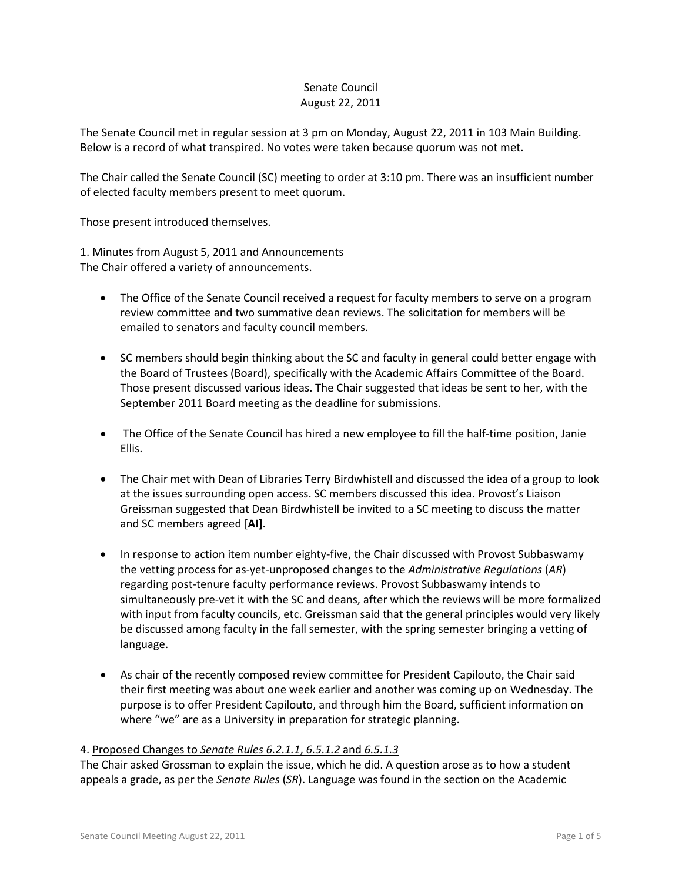Senate Council
August 22, 2011

The Senate Council met in regular session at 3 pm on Monday, August 22, 2011 in 103 Main Building. Below is a record of what transpired. No votes were taken because quorum was not met.

The Chair called the Senate Council (SC) meeting to order at 3:10 pm. There was an insufficient number of elected faculty members present to meet quorum.

Those present introduced themselves.

1. <u>Minutes from August 5, 2011 and Announcements</u>
The Chair offered a variety of announcements.

- The Office of the Senate Council received a request for faculty members to serve on a program review committee and two summative dean reviews. The solicitation for members will be emailed to senators and faculty council members.

- SC members should begin thinking about the SC and faculty in general could better engage with the Board of Trustees (Board), specifically with the Academic Affairs Committee of the Board. Those present discussed various ideas. The Chair suggested that ideas be sent to her, with the September 2011 Board meeting as the deadline for submissions.

- The Office of the Senate Council has hired a new employee to fill the half-time position, Janie Ellis.

- The Chair met with Dean of Libraries Terry Birdwhistell and discussed the idea of a group to look at the issues surrounding open access. SC members discussed this idea. Provost's Liaison Greissman suggested that Dean Birdwhistell be invited to a SC meeting to discuss the matter and SC members agreed [**AI]**.

- In response to action item number eighty-five, the Chair discussed with Provost Subbaswamy the vetting process for as-yet-unproposed changes to the *Administrative Regulations* (*AR*) regarding post-tenure faculty performance reviews. Provost Subbaswamy intends to simultaneously pre-vet it with the SC and deans, after which the reviews will be more formalized with input from faculty councils, etc. Greissman said that the general principles would very likely be discussed among faculty in the fall semester, with the spring semester bringing a vetting of language.

- As chair of the recently composed review committee for President Capilouto, the Chair said their first meeting was about one week earlier and another was coming up on Wednesday. The purpose is to offer President Capilouto, and through him the Board, sufficient information on where "we" are as a University in preparation for strategic planning.

4. <u>Proposed Changes to *Senate Rules 6.2.1.1*, *6.5.1.2* and *6.5.1.3*</u>
The Chair asked Grossman to explain the issue, which he did. A question arose as to how a student appeals a grade, as per the *Senate Rules* (*SR*). Language was found in the section on the Academic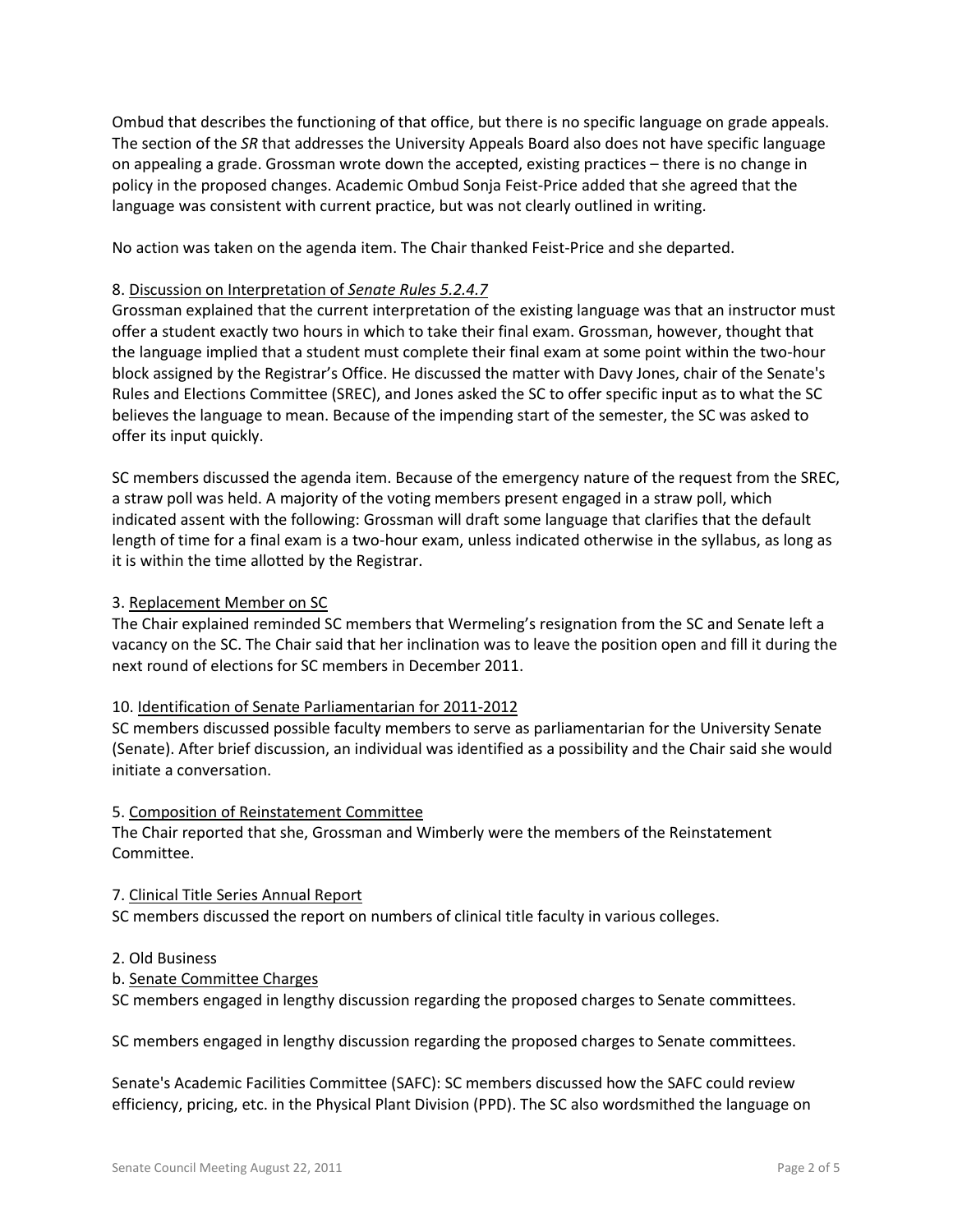Ombud that describes the functioning of that office, but there is no specific language on grade appeals. The section of the *SR* that addresses the University Appeals Board also does not have specific language on appealing a grade. Grossman wrote down the accepted, existing practices – there is no change in policy in the proposed changes. Academic Ombud Sonja Feist-Price added that she agreed that the language was consistent with current practice, but was not clearly outlined in writing.

No action was taken on the agenda item. The Chair thanked Feist-Price and she departed.

8. <u>Discussion on Interpretation of *Senate Rules 5.2.4.7*</u>

Grossman explained that the current interpretation of the existing language was that an instructor must offer a student exactly two hours in which to take their final exam. Grossman, however, thought that the language implied that a student must complete their final exam at some point within the two-hour block assigned by the Registrar's Office. He discussed the matter with Davy Jones, chair of the Senate's Rules and Elections Committee (SREC), and Jones asked the SC to offer specific input as to what the SC believes the language to mean. Because of the impending start of the semester, the SC was asked to offer its input quickly.

SC members discussed the agenda item. Because of the emergency nature of the request from the SREC, a straw poll was held. A majority of the voting members present engaged in a straw poll, which indicated assent with the following: Grossman will draft some language that clarifies that the default length of time for a final exam is a two-hour exam, unless indicated otherwise in the syllabus, as long as it is within the time allotted by the Registrar.

3. <u>Replacement Member on SC</u>

The Chair explained reminded SC members that Wermeling's resignation from the SC and Senate left a vacancy on the SC. The Chair said that her inclination was to leave the position open and fill it during the next round of elections for SC members in December 2011.

10. <u>Identification of Senate Parliamentarian for 2011-2012</u>

SC members discussed possible faculty members to serve as parliamentarian for the University Senate (Senate). After brief discussion, an individual was identified as a possibility and the Chair said she would initiate a conversation.

5. <u>Composition of Reinstatement Committee</u>

The Chair reported that she, Grossman and Wimberly were the members of the Reinstatement Committee.

7. <u>Clinical Title Series Annual Report</u>

SC members discussed the report on numbers of clinical title faculty in various colleges.

2. Old Business

b. <u>Senate Committee Charges</u>

SC members engaged in lengthy discussion regarding the proposed charges to Senate committees.

SC members engaged in lengthy discussion regarding the proposed charges to Senate committees.

Senate's Academic Facilities Committee (SAFC): SC members discussed how the SAFC could review efficiency, pricing, etc. in the Physical Plant Division (PPD). The SC also wordsmithed the language on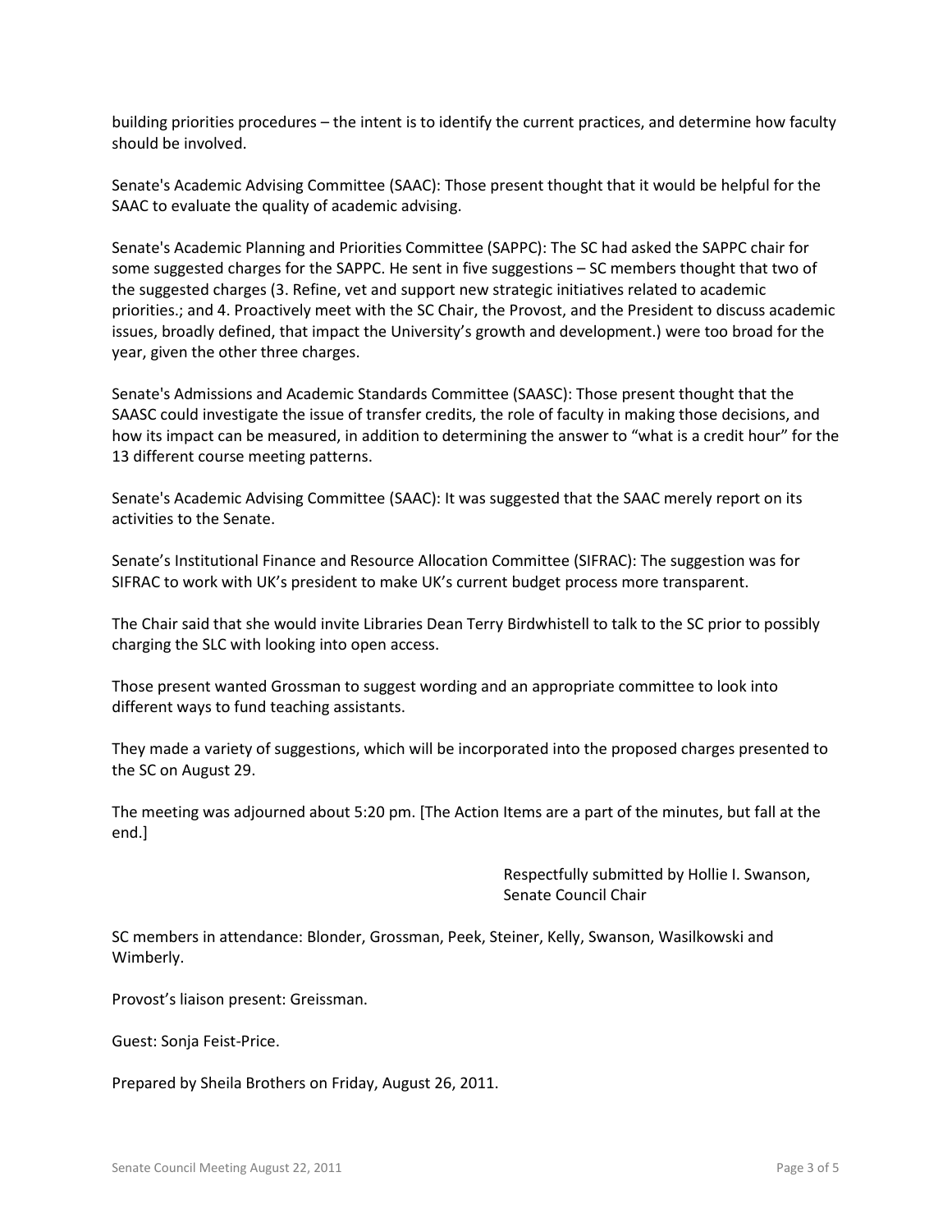building priorities procedures – the intent is to identify the current practices, and determine how faculty should be involved.

Senate's Academic Advising Committee (SAAC): Those present thought that it would be helpful for the SAAC to evaluate the quality of academic advising.

Senate's Academic Planning and Priorities Committee (SAPPC): The SC had asked the SAPPC chair for some suggested charges for the SAPPC. He sent in five suggestions – SC members thought that two of the suggested charges (3. Refine, vet and support new strategic initiatives related to academic priorities.; and 4. Proactively meet with the SC Chair, the Provost, and the President to discuss academic issues, broadly defined, that impact the University's growth and development.) were too broad for the year, given the other three charges.

Senate's Admissions and Academic Standards Committee (SAASC): Those present thought that the SAASC could investigate the issue of transfer credits, the role of faculty in making those decisions, and how its impact can be measured, in addition to determining the answer to "what is a credit hour" for the 13 different course meeting patterns.

Senate's Academic Advising Committee (SAAC): It was suggested that the SAAC merely report on its activities to the Senate.

Senate's Institutional Finance and Resource Allocation Committee (SIFRAC): The suggestion was for SIFRAC to work with UK's president to make UK's current budget process more transparent.

The Chair said that she would invite Libraries Dean Terry Birdwhistell to talk to the SC prior to possibly charging the SLC with looking into open access.

Those present wanted Grossman to suggest wording and an appropriate committee to look into different ways to fund teaching assistants.

They made a variety of suggestions, which will be incorporated into the proposed charges presented to the SC on August 29.

The meeting was adjourned about 5:20 pm. [The Action Items are a part of the minutes, but fall at the end.]

Respectfully submitted by Hollie I. Swanson,
Senate Council Chair

SC members in attendance: Blonder, Grossman, Peek, Steiner, Kelly, Swanson, Wasilkowski and Wimberly.

Provost's liaison present: Greissman.

Guest: Sonja Feist-Price.

Prepared by Sheila Brothers on Friday, August 26, 2011.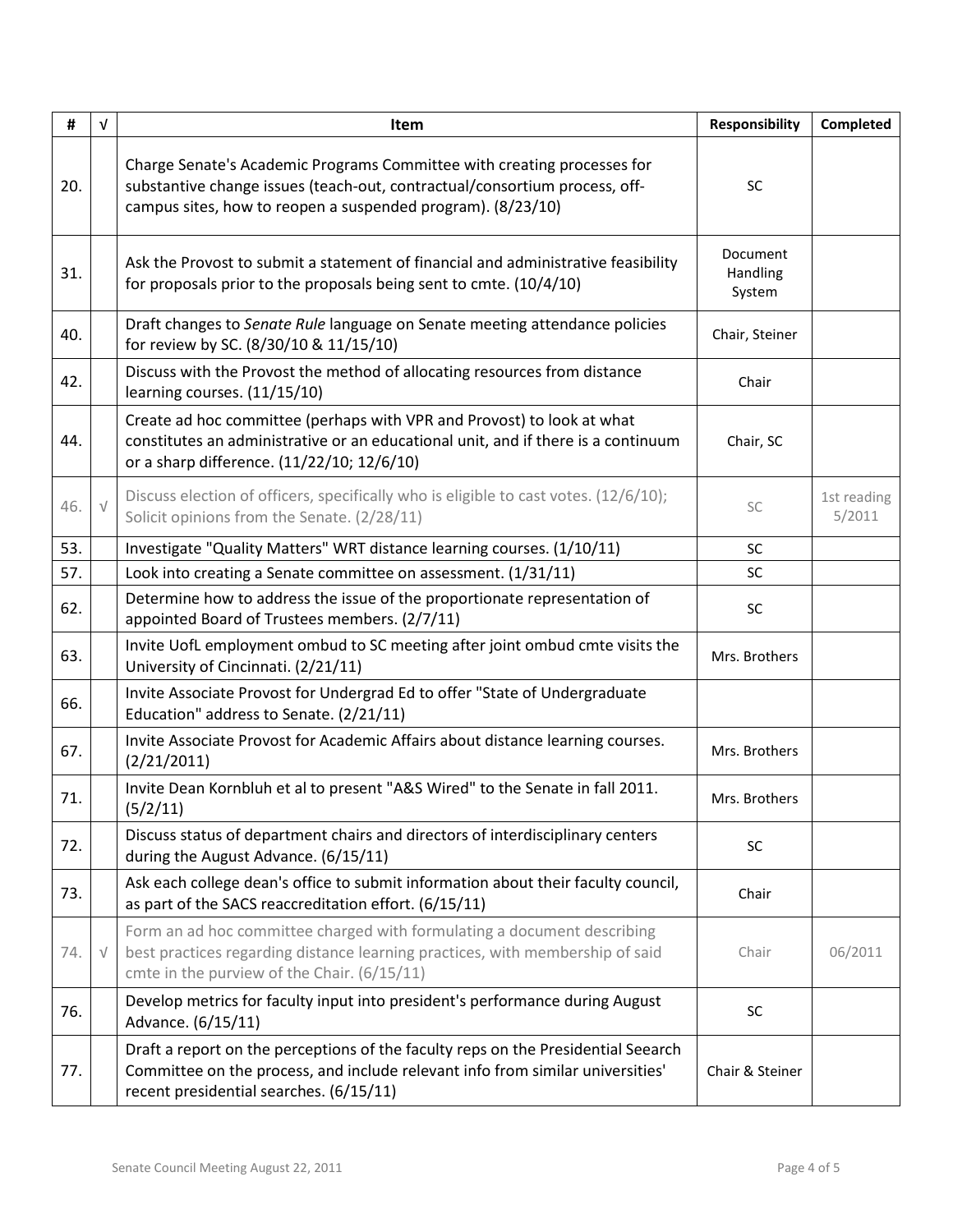| # | √ | Item | Responsibility | Completed |
|---|---|---|---|---|
| 20. | | Charge Senate's Academic Programs Committee with creating processes for substantive change issues (teach-out, contractual/consortium process, off-campus sites, how to reopen a suspended program). (8/23/10) | SC | |
| 31. | | Ask the Provost to submit a statement of financial and administrative feasibility for proposals prior to the proposals being sent to cmte. (10/4/10) | Document Handling System | |
| 40. | | Draft changes to *Senate Rule* language on Senate meeting attendance policies for review by SC. (8/30/10 & 11/15/10) | Chair, Steiner | |
| 42. | | Discuss with the Provost the method of allocating resources from distance learning courses. (11/15/10) | Chair | |
| 44. | | Create ad hoc committee (perhaps with VPR and Provost) to look at what constitutes an administrative or an educational unit, and if there is a continuum or a sharp difference. (11/22/10; 12/6/10) | Chair, SC | |
| 46. | √ | Discuss election of officers, specifically who is eligible to cast votes. (12/6/10); Solicit opinions from the Senate. (2/28/11) | SC | 1st reading 5/2011 |
| 53. | | Investigate "Quality Matters" WRT distance learning courses. (1/10/11) | SC | |
| 57. | | Look into creating a Senate committee on assessment. (1/31/11) | SC | |
| 62. | | Determine how to address the issue of the proportionate representation of appointed Board of Trustees members. (2/7/11) | SC | |
| 63. | | Invite UofL employment ombud to SC meeting after joint ombud cmte visits the University of Cincinnati. (2/21/11) | Mrs. Brothers | |
| 66. | | Invite Associate Provost for Undergrad Ed to offer "State of Undergraduate Education" address to Senate. (2/21/11) | | |
| 67. | | Invite Associate Provost for Academic Affairs about distance learning courses. (2/21/2011) | Mrs. Brothers | |
| 71. | | Invite Dean Kornbluh et al to present "A&S Wired" to the Senate in fall 2011. (5/2/11) | Mrs. Brothers | |
| 72. | | Discuss status of department chairs and directors of interdisciplinary centers during the August Advance. (6/15/11) | SC | |
| 73. | | Ask each college dean's office to submit information about their faculty council, as part of the SACS reaccreditation effort. (6/15/11) | Chair | |
| 74. | √ | Form an ad hoc committee charged with formulating a document describing best practices regarding distance learning practices, with membership of said cmte in the purview of the Chair. (6/15/11) | Chair | 06/2011 |
| 76. | | Develop metrics for faculty input into president's performance during August Advance. (6/15/11) | SC | |
| 77. | | Draft a report on the perceptions of the faculty reps on the Presidential Search Committee on the process, and include relevant info from similar universities' recent presidential searches. (6/15/11) | Chair & Steiner | |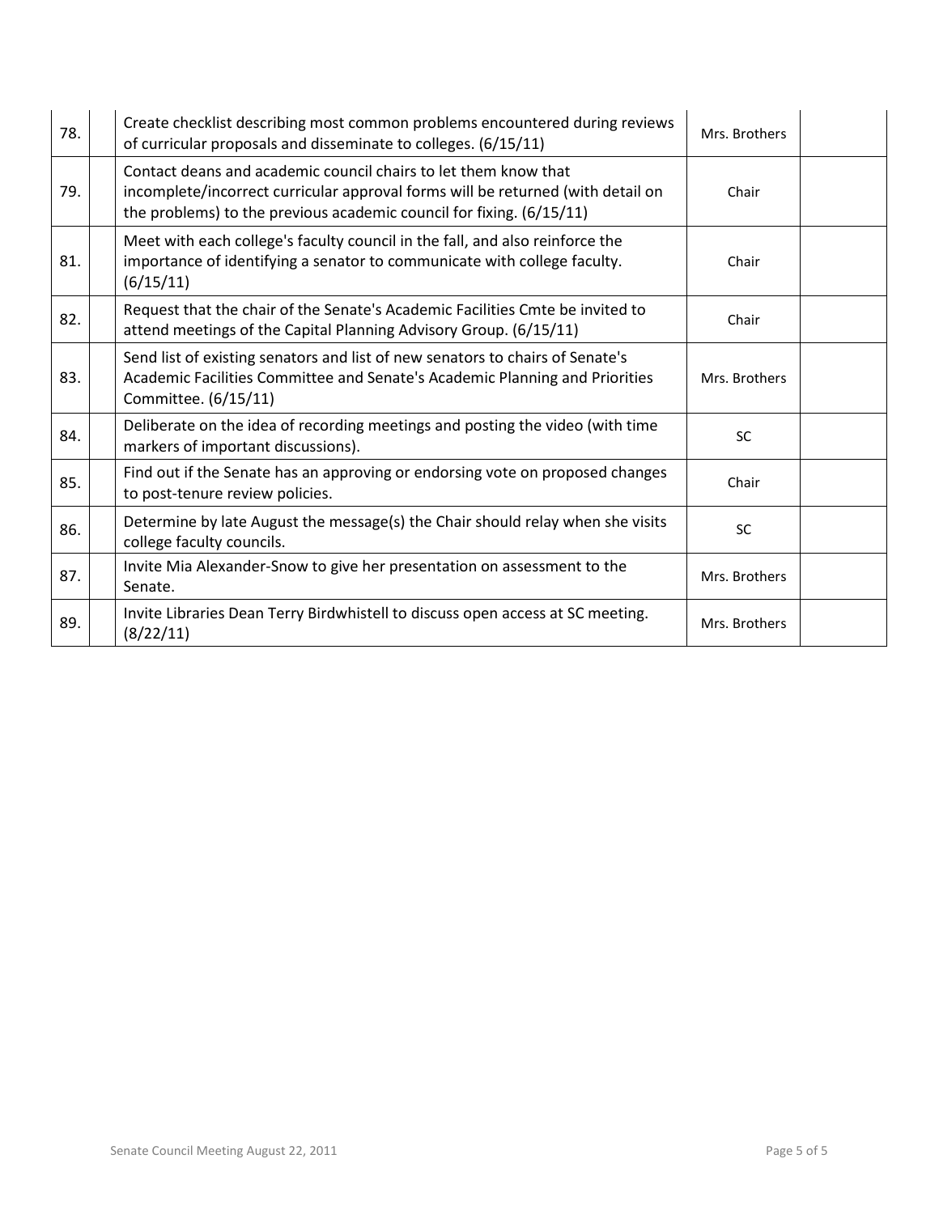| | | | | |
|---|---|---|---|---|
| 78. | | Create checklist describing most common problems encountered during reviews of curricular proposals and disseminate to colleges. (6/15/11) | Mrs. Brothers | |
| 79. | | Contact deans and academic council chairs to let them know that incomplete/incorrect curricular approval forms will be returned (with detail on the problems) to the previous academic council for fixing. (6/15/11) | Chair | |
| 81. | | Meet with each college's faculty council in the fall, and also reinforce the importance of identifying a senator to communicate with college faculty. (6/15/11) | Chair | |
| 82. | | Request that the chair of the Senate's Academic Facilities Cmte be invited to attend meetings of the Capital Planning Advisory Group. (6/15/11) | Chair | |
| 83. | | Send list of existing senators and list of new senators to chairs of Senate's Academic Facilities Committee and Senate's Academic Planning and Priorities Committee. (6/15/11) | Mrs. Brothers | |
| 84. | | Deliberate on the idea of recording meetings and posting the video (with time markers of important discussions). | SC | |
| 85. | | Find out if the Senate has an approving or endorsing vote on proposed changes to post-tenure review policies. | Chair | |
| 86. | | Determine by late August the message(s) the Chair should relay when she visits college faculty councils. | SC | |
| 87. | | Invite Mia Alexander-Snow to give her presentation on assessment to the Senate. | Mrs. Brothers | |
| 89. | | Invite Libraries Dean Terry Birdwhistell to discuss open access at SC meeting. (8/22/11) | Mrs. Brothers | |